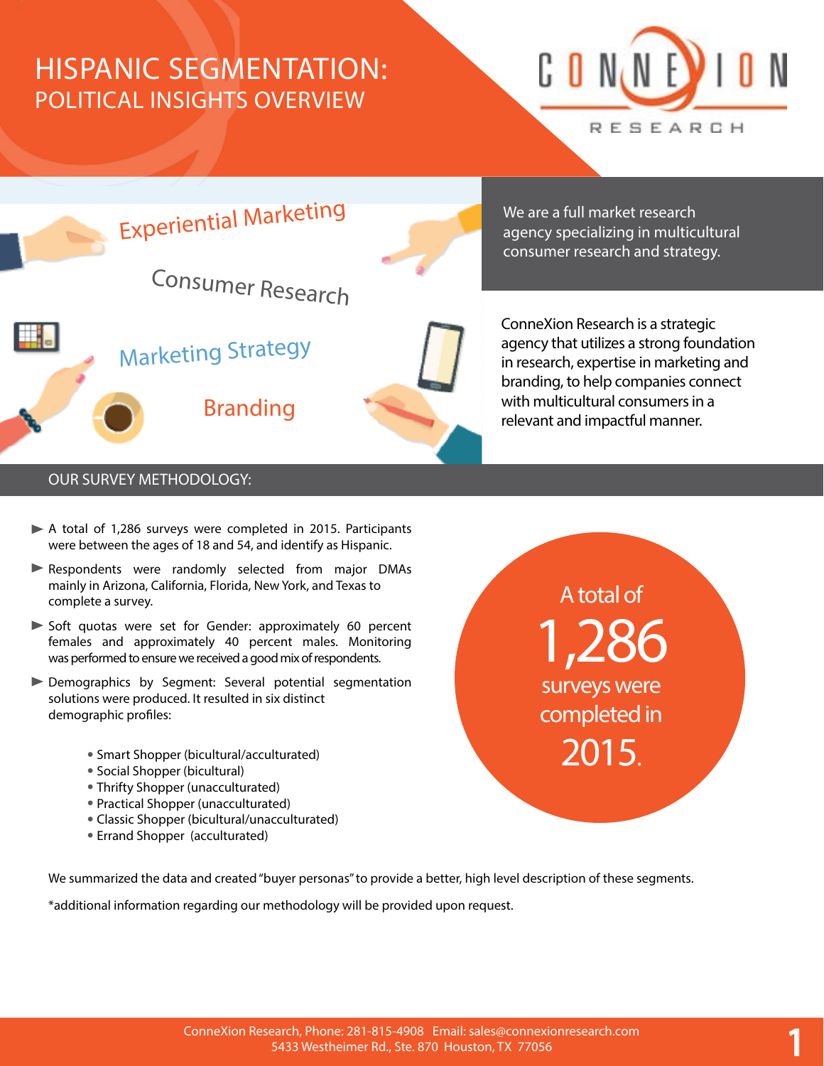# HISPANIC SEGMENTATION:
## POLITICAL INSIGHTS OVERVIEW

CONNEXION RESEARCH

Experiential Marketing

Consumer Research

Marketing Strategy

Branding

We are a full market research agency specializing in multicultural consumer research and strategy.

ConneXion Research is a strategic agency that utilizes a strong foundation in research, expertise in marketing and branding, to help companies connect with multicultural consumers in a relevant and impactful manner.

## OUR SURVEY METHODOLOGY:

- A total of 1,286 surveys were completed in 2015. Participants were between the ages of 18 and 54, and identify as Hispanic.
- Respondents were randomly selected from major DMAs mainly in Arizona, California, Florida, New York, and Texas to complete a survey.
- Soft quotas were set for Gender: approximately 60 percent females and approximately 40 percent males. Monitoring was performed to ensure we received a good mix of respondents.
- Demographics by Segment: Several potential segmentation solutions were produced. It resulted in six distinct demographic profiles:
    - Smart Shopper (bicultural/acculturated)
    - Social Shopper (bicultural)
    - Thrifty Shopper (unacculturated)
    - Practical Shopper (unacculturated)
    - Classic Shopper (bicultural/unacculturated)
    - Errand Shopper (acculturated)

A total of **1,286** surveys were completed in **2015**.

We summarized the data and created "buyer personas" to provide a better, high level description of these segments.

*additional information regarding our methodology will be provided upon request.

ConneXion Research, Phone: 281-815-4908 Email: sales@connexionresearch.com
5433 Westheimer Rd., Ste. 870 Houston, TX 77056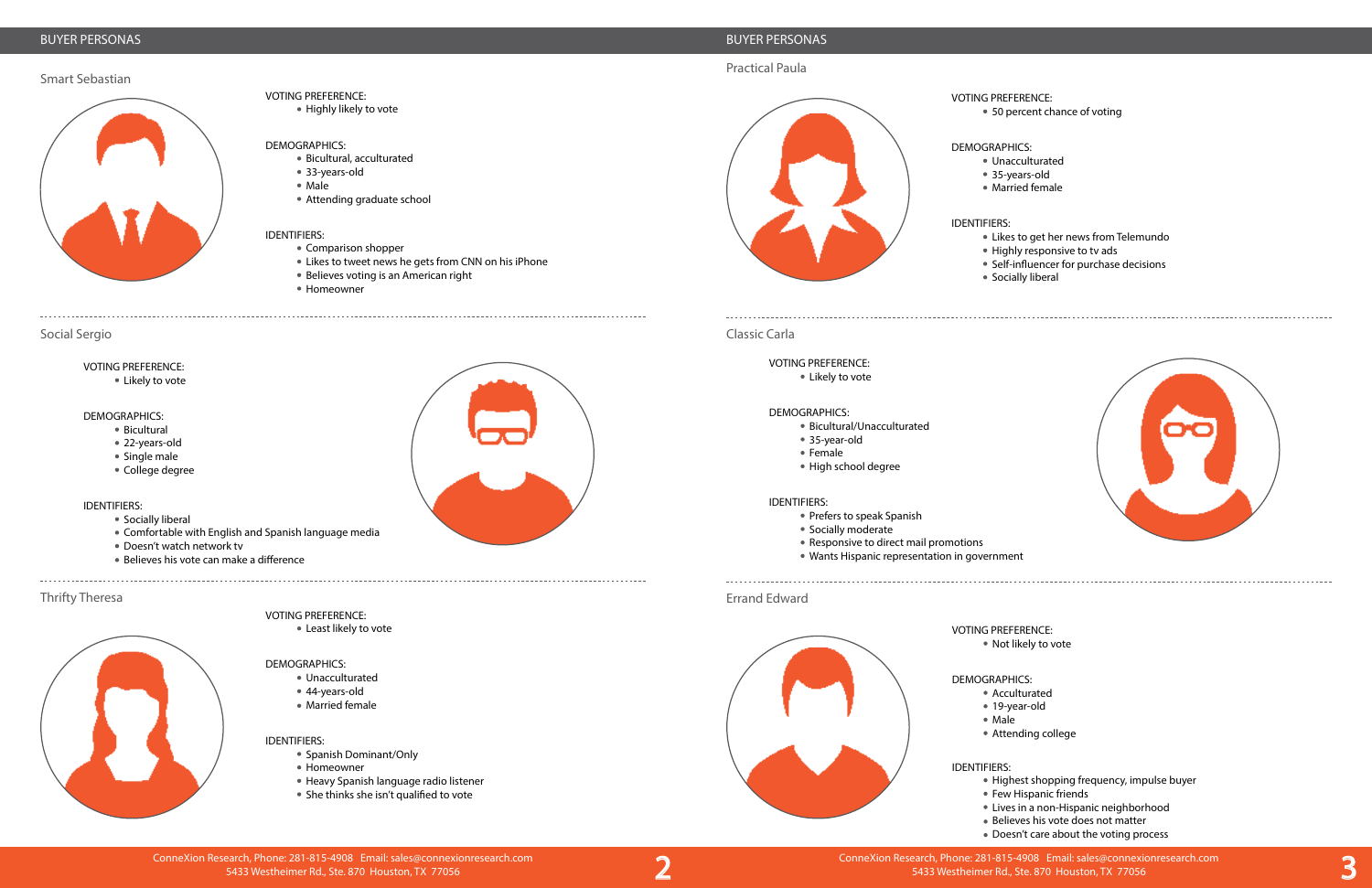## BUYER PERSONAS

### Smart Sebastian

VOTING PREFERENCE:
- Highly likely to vote

DEMOGRAPHICS:
- Bicultural, acculturated
- 33-years-old
- Male
- Attending graduate school

IDENTIFIERS:
- Comparison shopper
- Likes to tweet news he gets from CNN on his iPhone
- Believes voting is an American right
- Homeowner

### Social Sergio

VOTING PREFERENCE:
- Likely to vote

DEMOGRAPHICS:
- Bicultural
- 22-years-old
- Single male
- College degree

IDENTIFIERS:
- Socially liberal
- Comfortable with English and Spanish language media
- Doesn't watch network tv
- Believes his vote can make a difference

### Thrifty Theresa

VOTING PREFERENCE:
- Least likely to vote

DEMOGRAPHICS:
- Unacculturated
- 44-years-old
- Married female

IDENTIFIERS:
- Spanish Dominant/Only
- Homeowner
- Heavy Spanish language radio listener
- She thinks she isn't qualified to vote

## BUYER PERSONAS

### Practical Paula

VOTING PREFERENCE:
- 50 percent chance of voting

DEMOGRAPHICS:
- Unacculturated
- 35-years-old
- Married female

IDENTIFIERS:
- Likes to get her news from Telemundo
- Highly responsive to tv ads
- Self-influencer for purchase decisions
- Socially liberal

### Classic Carla

VOTING PREFERENCE:
- Likely to vote

DEMOGRAPHICS:
- Bicultural/Unacculturated
- 35-year-old
- Female
- High school degree

IDENTIFIERS:
- Prefers to speak Spanish
- Socially moderate
- Responsive to direct mail promotions
- Wants Hispanic representation in government

### Errand Edward

VOTING PREFERENCE:
- Not likely to vote

DEMOGRAPHICS:
- Acculturated
- 19-year-old
- Male
- Attending college

IDENTIFIERS:
- Highest shopping frequency, impulse buyer
- Few Hispanic friends
- Lives in a non-Hispanic neighborhood
- Believes his vote does not matter
- Doesn't care about the voting process

ConneXion Research, Phone: 281-815-4908 Email: sales@connexionresearch.com
5433 Westheimer Rd., Ste. 870 Houston, TX 77056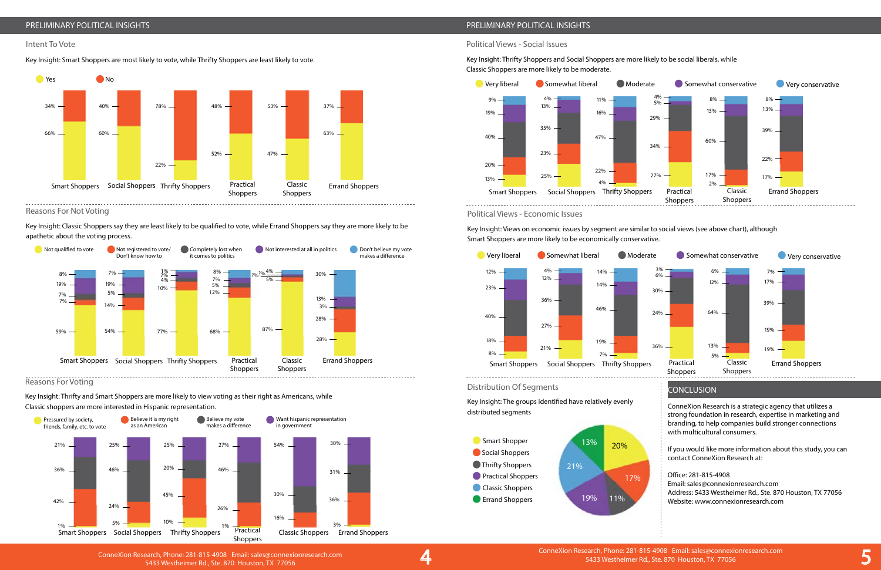## PRELIMINARY POLITICAL INSIGHTS

### Intent To Vote

Key Insight: Smart Shoppers are most likely to vote, while Thrifty Shoppers are least likely to vote.

Yes
No

34%
66%
40%
60%
78%
22%
48%
52%
53%
47%
37%
63%

Smart Shoppers
Social Shoppers
Thrifty Shoppers
Practical Shoppers
Classic Shoppers
Errand Shoppers

### Reasons For Not Voting

Key Insight: Classic Shoppers say they are least likely to be qualified to vote, while Errand Shoppers say they are more likely to be apathetic about the voting process.

Not qualified to vote
Not registered to vote/ Don't know how to
Completely lost when it comes to politics
Not interested at all in politics
Don't believe my vote makes a difference

8%
19%
7%
7%
59%
7%
19%
5%
14%
54%
1%
7%
4%
10%
77%
8%
7%
5%
12%
68%
2%
2%
4%
5%
87%
30%
13%
3%
28%
28%

Smart Shoppers
Social Shoppers
Thrifty Shoppers
Practical Shoppers
Classic Shoppers
Errand Shoppers

### Reasons For Voting

Key Insight: Thrifty and Smart Shoppers are more likely to view voting as their right as Americans, while Classic shoppers are more interested in Hispanic representation.

Pressured by society, friends, family, etc. to vote
Believe it is my right as an American
Believe my vote makes a difference
Want hispanic representation in government

21%
36%
42%
1%
25%
46%
24%
5%
25%
20%
45%
10%
27%
46%
26%
1%
54%
30%
16%
30%
31%
36%
3%

Smart Shoppers
Social Shoppers
Thrifty Shoppers
Practical Shoppers
Classic Shoppers
Errand Shoppers

## PRELIMINARY POLITICAL INSIGHTS

### Political Views - Social Issues

Key Insight: Thrifty Shoppers and Social Shoppers are more likely to be social liberals, while Classic Shoppers are more likely to be moderate.

Very liberal
Somewhat liberal
Moderate
Somewhat conservative
Very conservative

9%
19%
40%
20%
13%
4%
13%
35%
23%
25%
11%
16%
47%
22%
4%
4%
5%
29%
34%
27%
8%
13%
60%
17%
2%
8%
13%
39%
22%
17%

Smart Shoppers
Social Shoppers
Thrifty Shoppers
Practical Shoppers
Classic Shoppers
Errand Shoppers

### Political Views - Economic Issues

Key Insight: Views on economic issues by segment are similar to social views (see above chart), although Smart Shoppers are more likely to be economically conservative.

Very liberal
Somewhat liberal
Moderate
Somewhat conservative
Very conservative

12%
23%
40%
18%
8%
4%
12%
36%
27%
21%
14%
14%
46%
19%
7%
3%
6%
30%
24%
36%
6%
12%
64%
13%
5%
7%
17%
39%
19%
19%

Smart Shoppers
Social Shoppers
Thrifty Shoppers
Practical Shoppers
Classic Shoppers
Errand Shoppers

### Distribution Of Segments

Key Insight: The groups identified have relatively evenly distributed segments

Smart Shopper
Social Shoppers
Thrifty Shoppers
Practical Shoppers
Classic Shoppers
Errand Shoppers

13%
20%
17%
11%
19%
21%

## CONCLUSION

ConneXion Research is a strategic agency that utilizes a strong foundation in research, expertise in marketing and branding, to help companies build stronger connections with multicultural consumers.

If you would like more information about this study, you can contact ConneXion Research at:

Office: 281-815-4908
Email: sales@connexionresearch.com
Address: 5433 Westheimer Rd., Ste. 870 Houston, TX 77056
Website: www.connexionresearch.com